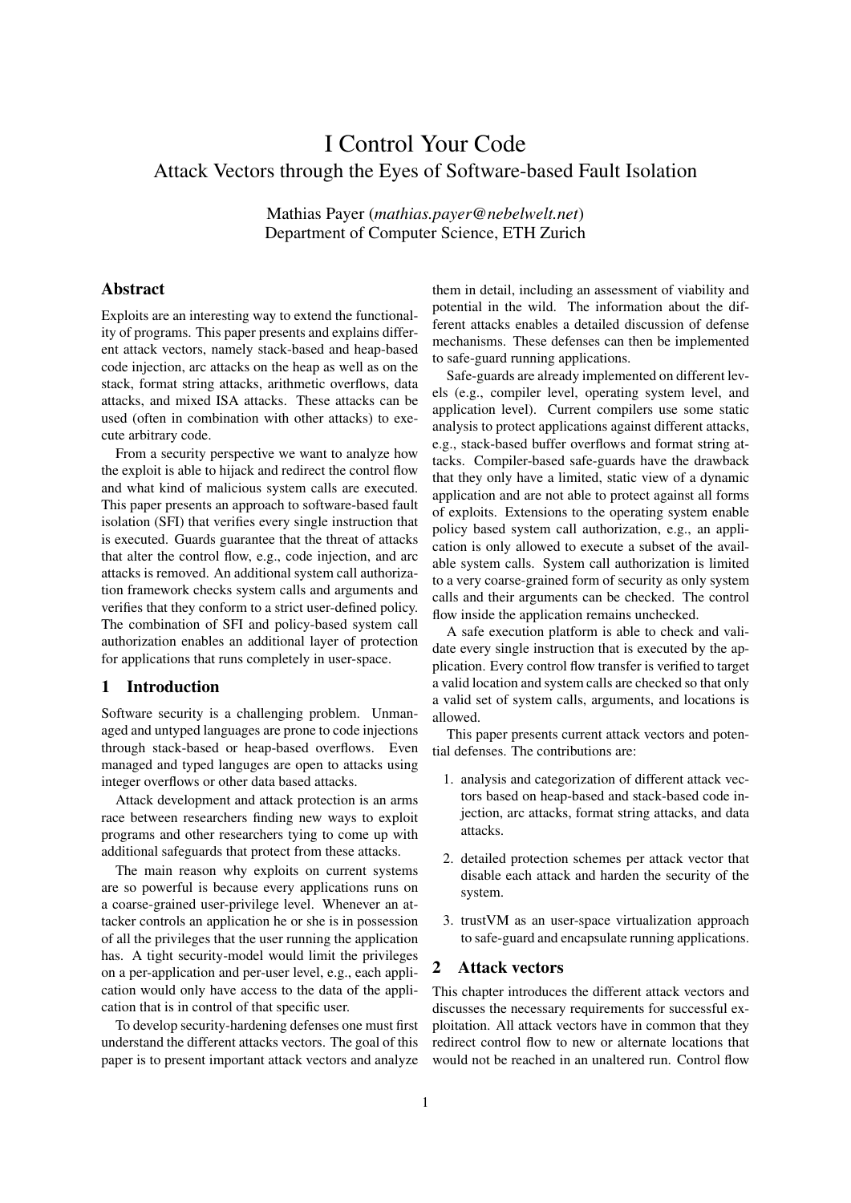# I Control Your Code

## Attack Vectors through the Eyes of Software-based Fault Isolation

Mathias Payer (*mathias.payer@nebelwelt.net*)
Department of Computer Science, ETH Zurich

## Abstract

Exploits are an interesting way to extend the functionality of programs. This paper presents and explains different attack vectors, namely stack-based and heap-based code injection, arc attacks on the heap as well as on the stack, format string attacks, arithmetic overflows, data attacks, and mixed ISA attacks. These attacks can be used (often in combination with other attacks) to execute arbitrary code.

From a security perspective we want to analyze how the exploit is able to hijack and redirect the control flow and what kind of malicious system calls are executed. This paper presents an approach to software-based fault isolation (SFI) that verifies every single instruction that is executed. Guards guarantee that the threat of attacks that alter the control flow, e.g., code injection, and arc attacks is removed. An additional system call authorization framework checks system calls and arguments and verifies that they conform to a strict user-defined policy. The combination of SFI and policy-based system call authorization enables an additional layer of protection for applications that runs completely in user-space.

## 1 Introduction

Software security is a challenging problem. Unmanaged and untyped languages are prone to code injections through stack-based or heap-based overflows. Even managed and typed languges are open to attacks using integer overflows or other data based attacks.

Attack development and attack protection is an arms race between researchers finding new ways to exploit programs and other researchers tying to come up with additional safeguards that protect from these attacks.

The main reason why exploits on current systems are so powerful is because every applications runs on a coarse-grained user-privilege level. Whenever an attacker controls an application he or she is in possession of all the privileges that the user running the application has. A tight security-model would limit the privileges on a per-application and per-user level, e.g., each application would only have access to the data of the application that is in control of that specific user.

To develop security-hardening defenses one must first understand the different attacks vectors. The goal of this paper is to present important attack vectors and analyze them in detail, including an assessment of viability and potential in the wild. The information about the different attacks enables a detailed discussion of defense mechanisms. These defenses can then be implemented to safe-guard running applications.

Safe-guards are already implemented on different levels (e.g., compiler level, operating system level, and application level). Current compilers use some static analysis to protect applications against different attacks, e.g., stack-based buffer overflows and format string attacks. Compiler-based safe-guards have the drawback that they only have a limited, static view of a dynamic application and are not able to protect against all forms of exploits. Extensions to the operating system enable policy based system call authorization, e.g., an application is only allowed to execute a subset of the available system calls. System call authorization is limited to a very coarse-grained form of security as only system calls and their arguments can be checked. The control flow inside the application remains unchecked.

A safe execution platform is able to check and validate every single instruction that is executed by the application. Every control flow transfer is verified to target a valid location and system calls are checked so that only a valid set of system calls, arguments, and locations is allowed.

This paper presents current attack vectors and potential defenses. The contributions are:

1. analysis and categorization of different attack vectors based on heap-based and stack-based code injection, arc attacks, format string attacks, and data attacks.
2. detailed protection schemes per attack vector that disable each attack and harden the security of the system.
3. trustVM as an user-space virtualization approach to safe-guard and encapsulate running applications.

## 2 Attack vectors

This chapter introduces the different attack vectors and discusses the necessary requirements for successful exploitation. All attack vectors have in common that they redirect control flow to new or alternate locations that would not be reached in an unaltered run. Control flow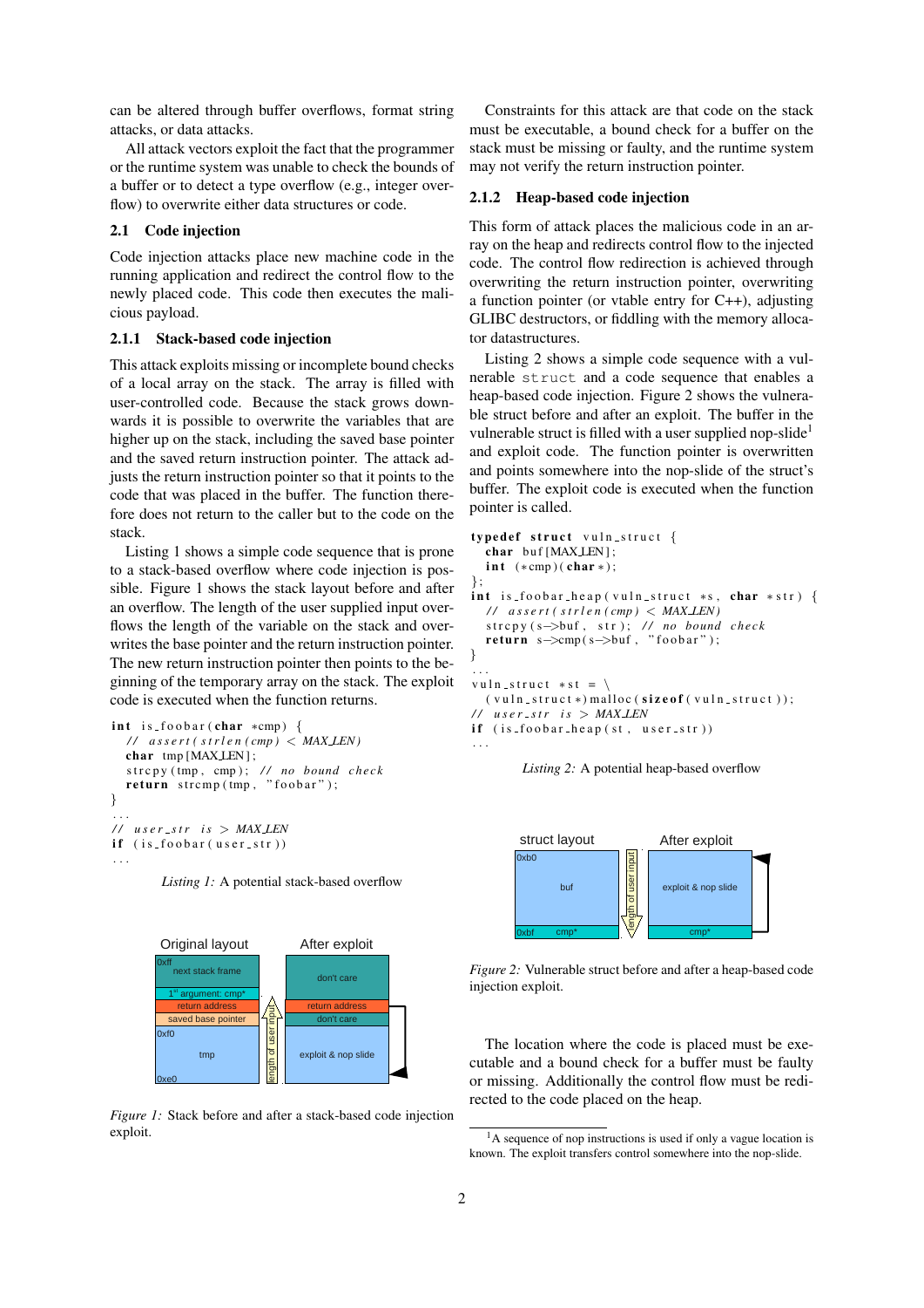can be altered through buffer overflows, format string attacks, or data attacks.

All attack vectors exploit the fact that the programmer or the runtime system was unable to check the bounds of a buffer or to detect a type overflow (e.g., integer overflow) to overwrite either data structures or code.

## 2.1 Code injection

Code injection attacks place new machine code in the running application and redirect the control flow to the newly placed code. This code then executes the malicious payload.

### 2.1.1 Stack-based code injection

This attack exploits missing or incomplete bound checks of a local array on the stack. The array is filled with user-controlled code. Because the stack grows downwards it is possible to overwrite the variables that are higher up on the stack, including the saved base pointer and the saved return instruction pointer. The attack adjusts the return instruction pointer so that it points to the code that was placed in the buffer. The function therefore does not return to the caller but to the code on the stack.

Listing 1 shows a simple code sequence that is prone to a stack-based overflow where code injection is possible. Figure 1 shows the stack layout before and after an overflow. The length of the user supplied input overflows the length of the variable on the stack and overwrites the base pointer and the return instruction pointer. The new return instruction pointer then points to the beginning of the temporary array on the stack. The exploit code is executed when the function returns.

```
int is_foobar(char *cmp) {
  // assert(strlen(cmp) < MAX_LEN)
  char tmp[MAX_LEN];
  strcpy(tmp, cmp); // no bound check
  return strcmp(tmp, "foobar");
}
...
// user_str is > MAX_LEN
if (is_foobar(user_str))
...
```

*Listing 1:* A potential stack-based overflow

*Figure 1:* Stack before and after a stack-based code injection exploit.

Constraints for this attack are that code on the stack must be executable, a bound check for a buffer on the stack must be missing or faulty, and the runtime system may not verify the return instruction pointer.

### 2.1.2 Heap-based code injection

This form of attack places the malicious code in an array on the heap and redirects control flow to the injected code. The control flow redirection is achieved through overwriting the return instruction pointer, overwriting a function pointer (or vtable entry for C++), adjusting GLIBC destructors, or fiddling with the memory allocator datastructures.

Listing 2 shows a simple code sequence with a vulnerable `struct` and a code sequence that enables a heap-based code injection. Figure 2 shows the vulnerable struct before and after an exploit. The buffer in the vulnerable struct is filled with a user supplied nop-slide[1] and exploit code. The function pointer is overwritten and points somewhere into the nop-slide of the struct's buffer. The exploit code is executed when the function pointer is called.

```
typedef struct vuln_struct {
  char buf[MAX_LEN];
  int (*cmp)(char*);
};
int is_foobar_heap(vuln_struct *s, char *str) {
  // assert(strlen(cmp) < MAX_LEN)
  strcpy(s->buf, str); // no bound check
  return s->cmp(s->buf, "foobar");
}
...
vuln_struct *st = \
  (vuln_struct*)malloc(sizeof(vuln_struct));
// user_str is > MAX_LEN
if (is_foobar_heap(st, user_str))
...
```

*Listing 2:* A potential heap-based overflow

*Figure 2:* Vulnerable struct before and after a heap-based code injection exploit.

The location where the code is placed must be executable and a bound check for a buffer must be faulty or missing. Additionally the control flow must be redirected to the code placed on the heap.

[1] A sequence of nop instructions is used if only a vague location is known. The exploit transfers control somewhere into the nop-slide.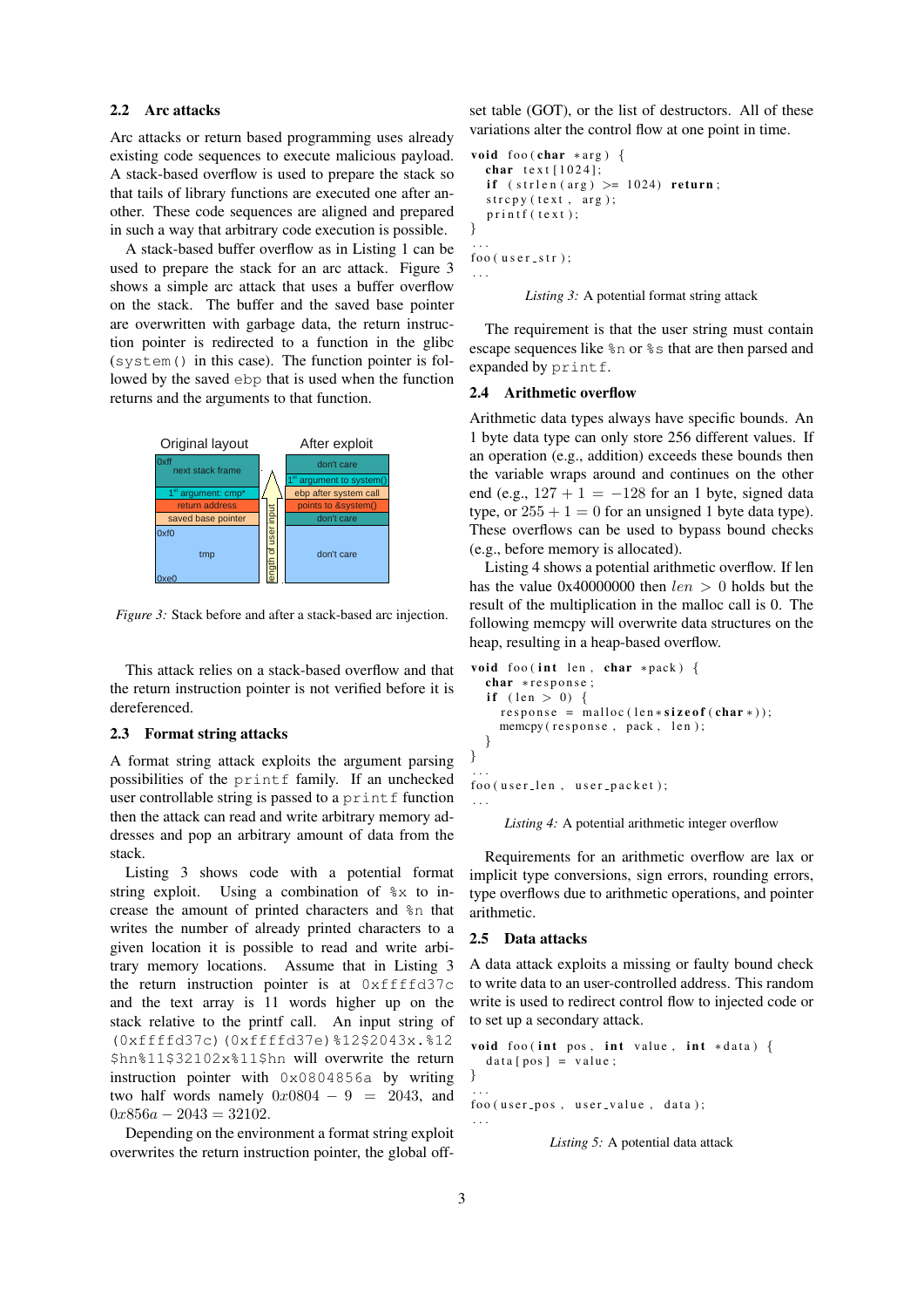### 2.2 Arc attacks

Arc attacks or return based programming uses already existing code sequences to execute malicious payload. A stack-based overflow is used to prepare the stack so that tails of library functions are executed one after another. These code sequences are aligned and prepared in such a way that arbitrary code execution is possible.

A stack-based buffer overflow as in Listing 1 can be used to prepare the stack for an arc attack. Figure 3 shows a simple arc attack that uses a buffer overflow on the stack. The buffer and the saved base pointer are overwritten with garbage data, the return instruction pointer is redirected to a function in the glibc (`system()` in this case). The function pointer is followed by the saved `ebp` that is used when the function returns and the arguments to that function.

| Original layout | After exploit |
|---|---|
| 0xff next stack frame | don't care |
| 1st argument: cmp* | 1st argument to system() |
| return address | ebp after system call |
| saved base pointer | points to &system() |
| 0xf0 tmp 0xe0 | don't care |

*Figure 3:* Stack before and after a stack-based arc injection.

This attack relies on a stack-based overflow and that the return instruction pointer is not verified before it is dereferenced.

### 2.3 Format string attacks

A format string attack exploits the argument parsing possibilities of the `printf` family. If an unchecked user controllable string is passed to a `printf` function then the attack can read and write arbitrary memory addresses and pop an arbitrary amount of data from the stack.

Listing 3 shows code with a potential format string exploit. Using a combination of `%x` to increase the amount of printed characters and `%n` that writes the number of already printed characters to a given location it is possible to read and write arbitrary memory locations. Assume that in Listing 3 the return instruction pointer is at `0xffffd37c` and the text array is 11 words higher up on the stack relative to the printf call. An input string of `(0xffffd37c)(0xffffd37e)%12$2043x.%12$hn%11$32102x%11$hn` will overwrite the return instruction pointer with `0x0804856a` by writing two half words namely $0x0804 - 9 = 2043$, and $0x856a - 2043 = 32102$.

Depending on the environment a format string exploit overwrites the return instruction pointer, the global offset table (GOT), or the list of destructors. All of these variations alter the control flow at one point in time.

```
void foo(char *arg) {
  char text[1024];
  if (strlen(arg) >= 1024) return;
  strcpy(text, arg);
  printf(text);
}
...
foo(user_str);
...
```

*Listing 3:* A potential format string attack

The requirement is that the user string must contain escape sequences like `%n` or `%s` that are then parsed and expanded by `printf`.

### 2.4 Arithmetic overflow

Arithmetic data types always have specific bounds. An 1 byte data type can only store 256 different values. If an operation (e.g., addition) exceeds these bounds then the variable wraps around and continues on the other end (e.g., $127 + 1 = -128$ for an 1 byte, signed data type, or $255 + 1 = 0$ for an unsigned 1 byte data type). These overflows can be used to bypass bound checks (e.g., before memory is allocated).

Listing 4 shows a potential arithmetic overflow. If len has the value 0x40000000 then $len > 0$ holds but the result of the multiplication in the malloc call is 0. The following memcpy will overwrite data structures on the heap, resulting in a heap-based overflow.

```
void foo(int len, char *pack) {
  char *response;
  if (len > 0) {
    response = malloc(len*sizeof(char*));
    memcpy(response, pack, len);
  }
}
...
foo(user_len, user_packet);
...
```

*Listing 4:* A potential arithmetic integer overflow

Requirements for an arithmetic overflow are lax or implicit type conversions, sign errors, rounding errors, type overflows due to arithmetic operations, and pointer arithmetic.

### 2.5 Data attacks

A data attack exploits a missing or faulty bound check to write data to an user-controlled address. This random write is used to redirect control flow to injected code or to set up a secondary attack.

```
void foo(int pos, int value, int *data) {
  data[pos] = value;
}
...
foo(user_pos, user_value, data);
...
```

*Listing 5:* A potential data attack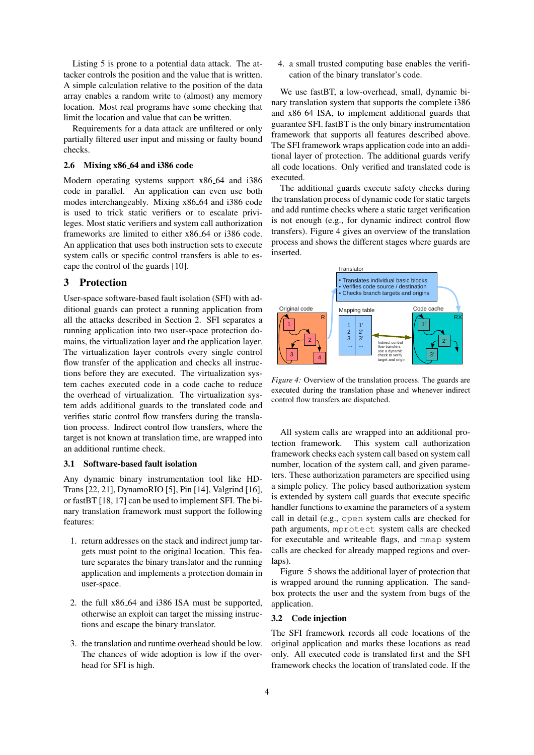Listing 5 is prone to a potential data attack. The attacker controls the position and the value that is written. A simple calculation relative to the position of the data array enables a random write to (almost) any memory location. Most real programs have some checking that limit the location and value that can be written.

Requirements for a data attack are unfiltered or only partially filtered user input and missing or faulty bound checks.

### 2.6 Mixing x86_64 and i386 code

Modern operating systems support x86_64 and i386 code in parallel. An application can even use both modes interchangeably. Mixing x86_64 and i386 code is used to trick static verifiers or to escalate privileges. Most static verifiers and system call authorization frameworks are limited to either x86_64 or i386 code. An application that uses both instruction sets to execute system calls or specific control transfers is able to escape the control of the guards [10].

## 3 Protection

User-space software-based fault isolation (SFI) with additional guards can protect a running application from all the attacks described in Section 2. SFI separates a running application into two user-space protection domains, the virtualization layer and the application layer. The virtualization layer controls every single control flow transfer of the application and checks all instructions before they are executed. The virtualization system caches executed code in a code cache to reduce the overhead of virtualization. The virtualization system adds additional guards to the translated code and verifies static control flow transfers during the translation process. Indirect control flow transfers, where the target is not known at translation time, are wrapped into an additional runtime check.

### 3.1 Software-based fault isolation

Any dynamic binary instrumentation tool like HDTrans [22, 21], DynamoRIO [5], Pin [14], Valgrind [16], or fastBT [18, 17] can be used to implement SFI. The binary translation framework must support the following features:

1. return addresses on the stack and indirect jump targets must point to the original location. This feature separates the binary translator and the running application and implements a protection domain in user-space.
2. the full x86_64 and i386 ISA must be supported, otherwise an exploit can target the missing instructions and escape the binary translator.
3. the translation and runtime overhead should be low. The chances of wide adoption is low if the overhead for SFI is high.
4. a small trusted computing base enables the verification of the binary translator's code.

We use fastBT, a low-overhead, small, dynamic binary translation system that supports the complete i386 and x86_64 ISA, to implement additional guards that guarantee SFI. fastBT is the only binary instrumentation framework that supports all features described above. The SFI framework wraps application code into an additional layer of protection. The additional guards verify all code locations. Only verified and translated code is executed.

The additional guards execute safety checks during the translation process of dynamic code for static targets and add runtime checks where a static target verification is not enough (e.g., for dynamic indirect control flow transfers). Figure 4 gives an overview of the translation process and shows the different stages where guards are inserted.

*Figure 4:* Overview of the translation process. The guards are executed during the translation phase and whenever indirect control flow transfers are dispatched.

All system calls are wrapped into an additional protection framework. This system call authorization framework checks each system call based on system call number, location of the system call, and given parameters. These authorization parameters are specified using a simple policy. The policy based authorization system is extended by system call guards that execute specific handler functions to examine the parameters of a system call in detail (e.g., `open` system calls are checked for path arguments, `mprotect` system calls are checked for executable and writeable flags, and `mmap` system calls are checked for already mapped regions and overlaps).

Figure 5 shows the additional layer of protection that is wrapped around the running application. The sandbox protects the user and the system from bugs of the application.

### 3.2 Code injection

The SFI framework records all code locations of the original application and marks these locations as read only. All executed code is translated first and the SFI framework checks the location of translated code. If the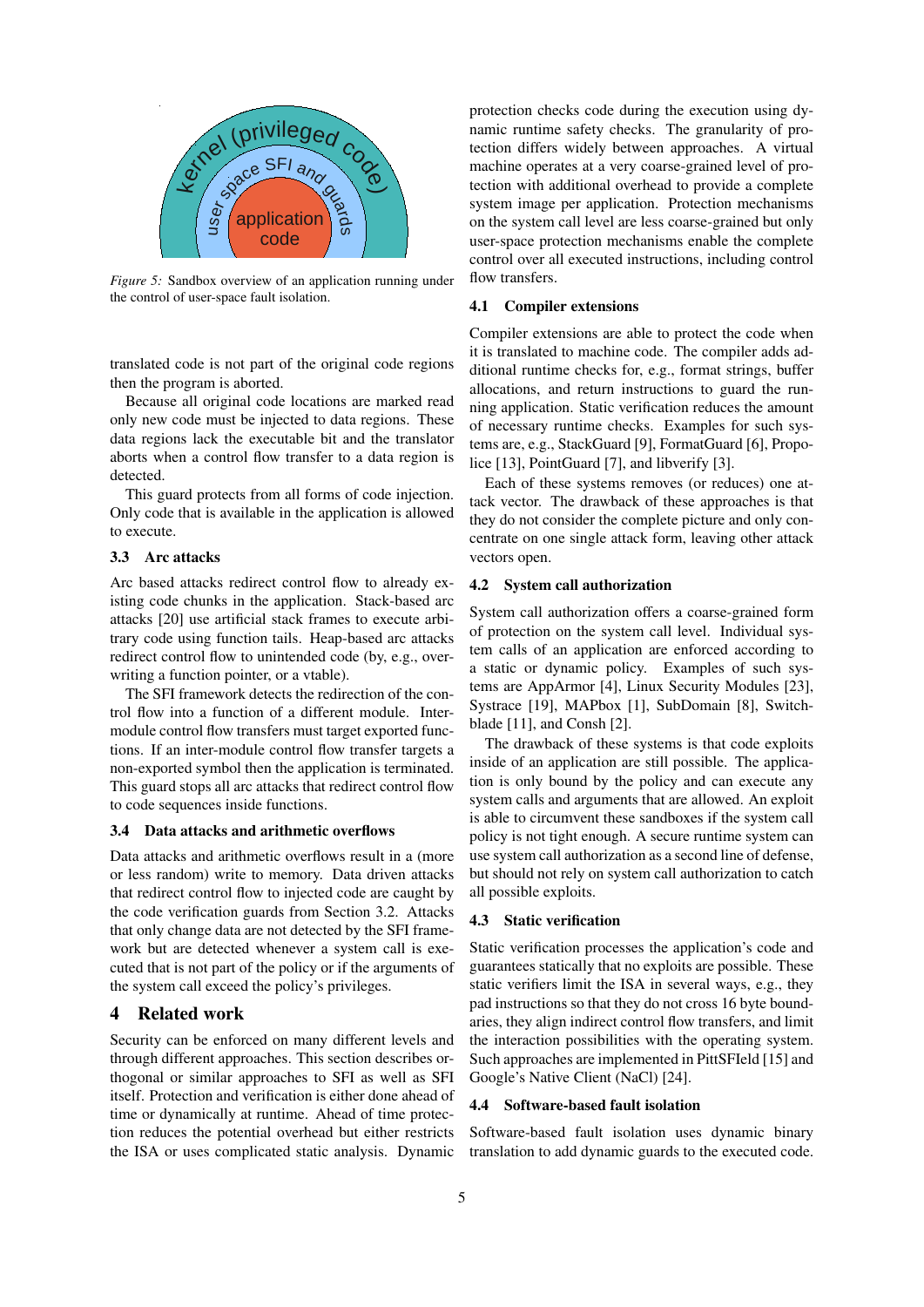*Figure 5:* Sandbox overview of an application running under the control of user-space fault isolation.

translated code is not part of the original code regions then the program is aborted.

Because all original code locations are marked read only new code must be injected to data regions. These data regions lack the executable bit and the translator aborts when a control flow transfer to a data region is detected.

This guard protects from all forms of code injection. Only code that is available in the application is allowed to execute.

### 3.3 Arc attacks

Arc based attacks redirect control flow to already existing code chunks in the application. Stack-based arc attacks [20] use artificial stack frames to execute arbitrary code using function tails. Heap-based arc attacks redirect control flow to unintended code (by, e.g., overwriting a function pointer, or a vtable).

The SFI framework detects the redirection of the control flow into a function of a different module. Inter-module control flow transfers must target exported functions. If an inter-module control flow transfer targets a non-exported symbol then the application is terminated. This guard stops all arc attacks that redirect control flow to code sequences inside functions.

### 3.4 Data attacks and arithmetic overflows

Data attacks and arithmetic overflows result in a (more or less random) write to memory. Data driven attacks that redirect control flow to injected code are caught by the code verification guards from Section 3.2. Attacks that only change data are not detected by the SFI framework but are detected whenever a system call is executed that is not part of the policy or if the arguments of the system call exceed the policy's privileges.

## 4 Related work

Security can be enforced on many different levels and through different approaches. This section describes orthogonal or similar approaches to SFI as well as SFI itself. Protection and verification is either done ahead of time or dynamically at runtime. Ahead of time protection reduces the potential overhead but either restricts the ISA or uses complicated static analysis. Dynamic protection checks code during the execution using dynamic runtime safety checks. The granularity of protection differs widely between approaches. A virtual machine operates at a very coarse-grained level of protection with additional overhead to provide a complete system image per application. Protection mechanisms on the system call level are less coarse-grained but only user-space protection mechanisms enable the complete control over all executed instructions, including control flow transfers.

### 4.1 Compiler extensions

Compiler extensions are able to protect the code when it is translated to machine code. The compiler adds additional runtime checks for, e.g., format strings, buffer allocations, and return instructions to guard the running application. Static verification reduces the amount of necessary runtime checks. Examples for such systems are, e.g., StackGuard [9], FormatGuard [6], Propolice [13], PointGuard [7], and libverify [3].

Each of these systems removes (or reduces) one attack vector. The drawback of these approaches is that they do not consider the complete picture and only concentrate on one single attack form, leaving other attack vectors open.

### 4.2 System call authorization

System call authorization offers a coarse-grained form of protection on the system call level. Individual system calls of an application are enforced according to a static or dynamic policy. Examples of such systems are AppArmor [4], Linux Security Modules [23], Systrace [19], MAPbox [1], SubDomain [8], Switchblade [11], and Consh [2].

The drawback of these systems is that code exploits inside of an application are still possible. The application is only bound by the policy and can execute any system calls and arguments that are allowed. An exploit is able to circumvent these sandboxes if the system call policy is not tight enough. A secure runtime system can use system call authorization as a second line of defense, but should not rely on system call authorization to catch all possible exploits.

### 4.3 Static verification

Static verification processes the application's code and guarantees statically that no exploits are possible. These static verifiers limit the ISA in several ways, e.g., they pad instructions so that they do not cross 16 byte boundaries, they align indirect control flow transfers, and limit the interaction possibilities with the operating system. Such approaches are implemented in PittSFIeld [15] and Google's Native Client (NaCl) [24].

### 4.4 Software-based fault isolation

Software-based fault isolation uses dynamic binary translation to add dynamic guards to the executed code.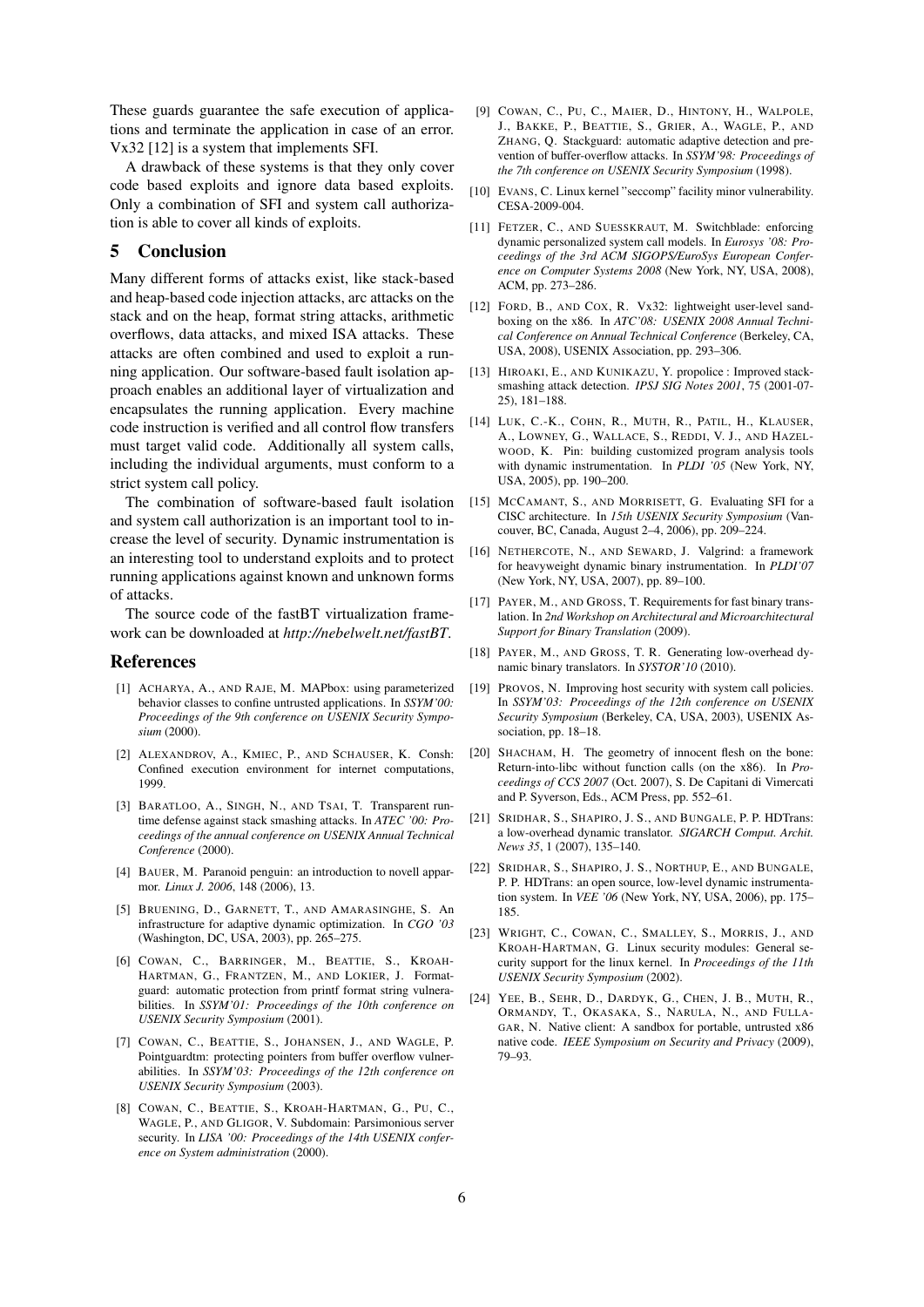These guards guarantee the safe execution of applications and terminate the application in case of an error. Vx32 [12] is a system that implements SFI.

A drawback of these systems is that they only cover code based exploits and ignore data based exploits. Only a combination of SFI and system call authorization is able to cover all kinds of exploits.

## 5 Conclusion

Many different forms of attacks exist, like stack-based and heap-based code injection attacks, arc attacks on the stack and on the heap, format string attacks, arithmetic overflows, data attacks, and mixed ISA attacks. These attacks are often combined and used to exploit a running application. Our software-based fault isolation approach enables an additional layer of virtualization and encapsulates the running application. Every machine code instruction is verified and all control flow transfers must target valid code. Additionally all system calls, including the individual arguments, must conform to a strict system call policy.

The combination of software-based fault isolation and system call authorization is an important tool to increase the level of security. Dynamic instrumentation is an interesting tool to understand exploits and to protect running applications against known and unknown forms of attacks.

The source code of the fastBT virtualization framework can be downloaded at *http://nebelwelt.net/fastBT*.

## References

[1] ACHARYA, A., AND RAJE, M. MAPbox: using parameterized behavior classes to confine untrusted applications. In *SSYM'00: Proceedings of the 9th conference on USENIX Security Symposium* (2000).

[2] ALEXANDROV, A., KMIEC, P., AND SCHAUSER, K. Consh: Confined execution environment for internet computations, 1999.

[3] BARATLOO, A., SINGH, N., AND TSAI, T. Transparent runtime defense against stack smashing attacks. In *ATEC '00: Proceedings of the annual conference on USENIX Annual Technical Conference* (2000).

[4] BAUER, M. Paranoid penguin: an introduction to novell apparmor. *Linux J. 2006*, 148 (2006), 13.

[5] BRUENING, D., GARNETT, T., AND AMARASINGHE, S. An infrastructure for adaptive dynamic optimization. In *CGO '03* (Washington, DC, USA, 2003), pp. 265–275.

[6] COWAN, C., BARRINGER, M., BEATTIE, S., KROAH-HARTMAN, G., FRANTZEN, M., AND LOKIER, J. Formatguard: automatic protection from printf format string vulnerabilities. In *SSYM'01: Proceedings of the 10th conference on USENIX Security Symposium* (2001).

[7] COWAN, C., BEATTIE, S., JOHANSEN, J., AND WAGLE, P. Pointguardtm: protecting pointers from buffer overflow vulnerabilities. In *SSYM'03: Proceedings of the 12th conference on USENIX Security Symposium* (2003).

[8] COWAN, C., BEATTIE, S., KROAH-HARTMAN, G., PU, C., WAGLE, P., AND GLIGOR, V. Subdomain: Parsimonious server security. In *LISA '00: Proceedings of the 14th USENIX conference on System administration* (2000).

[9] COWAN, C., PU, C., MAIER, D., HINTONY, H., WALPOLE, J., BAKKE, P., BEATTIE, S., GRIER, A., WAGLE, P., AND ZHANG, Q. Stackguard: automatic adaptive detection and prevention of buffer-overflow attacks. In *SSYM'98: Proceedings of the 7th conference on USENIX Security Symposium* (1998).

[10] EVANS, C. Linux kernel "seccomp" facility minor vulnerability. CESA-2009-004.

[11] FETZER, C., AND SUESSKRAUT, M. Switchblade: enforcing dynamic personalized system call models. In *Eurosys '08: Proceedings of the 3rd ACM SIGOPS/EuroSys European Conference on Computer Systems 2008* (New York, NY, USA, 2008), ACM, pp. 273–286.

[12] FORD, B., AND COX, R. Vx32: lightweight user-level sandboxing on the x86. In *ATC'08: USENIX 2008 Annual Technical Conference on Annual Technical Conference* (Berkeley, CA, USA, 2008), USENIX Association, pp. 293–306.

[13] HIROAKI, E., AND KUNIKAZU, Y. propolice : Improved stack-smashing attack detection. *IPSJ SIG Notes 2001*, 75 (2001-07-25), 181–188.

[14] LUK, C.-K., COHN, R., MUTH, R., PATIL, H., KLAUSER, A., LOWNEY, G., WALLACE, S., REDDI, V. J., AND HAZELWOOD, K. Pin: building customized program analysis tools with dynamic instrumentation. In *PLDI '05* (New York, NY, USA, 2005), pp. 190–200.

[15] MCCAMANT, S., AND MORRISETT, G. Evaluating SFI for a CISC architecture. In *15th USENIX Security Symposium* (Vancouver, BC, Canada, August 2–4, 2006), pp. 209–224.

[16] NETHERCOTE, N., AND SEWARD, J. Valgrind: a framework for heavyweight dynamic binary instrumentation. In *PLDI'07* (New York, NY, USA, 2007), pp. 89–100.

[17] PAYER, M., AND GROSS, T. Requirements for fast binary translation. In *2nd Workshop on Architectural and Microarchitectural Support for Binary Translation* (2009).

[18] PAYER, M., AND GROSS, T. R. Generating low-overhead dynamic binary translators. In *SYSTOR'10* (2010).

[19] PROVOS, N. Improving host security with system call policies. In *SSYM'03: Proceedings of the 12th conference on USENIX Security Symposium* (Berkeley, CA, USA, 2003), USENIX Association, pp. 18–18.

[20] SHACHAM, H. The geometry of innocent flesh on the bone: Return-into-libc without function calls (on the x86). In *Proceedings of CCS 2007* (Oct. 2007), S. De Capitani di Vimercati and P. Syverson, Eds., ACM Press, pp. 552–61.

[21] SRIDHAR, S., SHAPIRO, J. S., AND BUNGALE, P. P. HDTrans: a low-overhead dynamic translator. *SIGARCH Comput. Archit. News 35*, 1 (2007), 135–140.

[22] SRIDHAR, S., SHAPIRO, J. S., NORTHUP, E., AND BUNGALE, P. P. HDTrans: an open source, low-level dynamic instrumentation system. In *VEE '06* (New York, NY, USA, 2006), pp. 175–185.

[23] WRIGHT, C., COWAN, C., SMALLEY, S., MORRIS, J., AND KROAH-HARTMAN, G. Linux security modules: General security support for the linux kernel. In *Proceedings of the 11th USENIX Security Symposium* (2002).

[24] YEE, B., SEHR, D., DARDYK, G., CHEN, J. B., MUTH, R., ORMANDY, T., OKASAKA, S., NARULA, N., AND FULLAGAR, N. Native client: A sandbox for portable, untrusted x86 native code. *IEEE Symposium on Security and Privacy* (2009), 79–93.